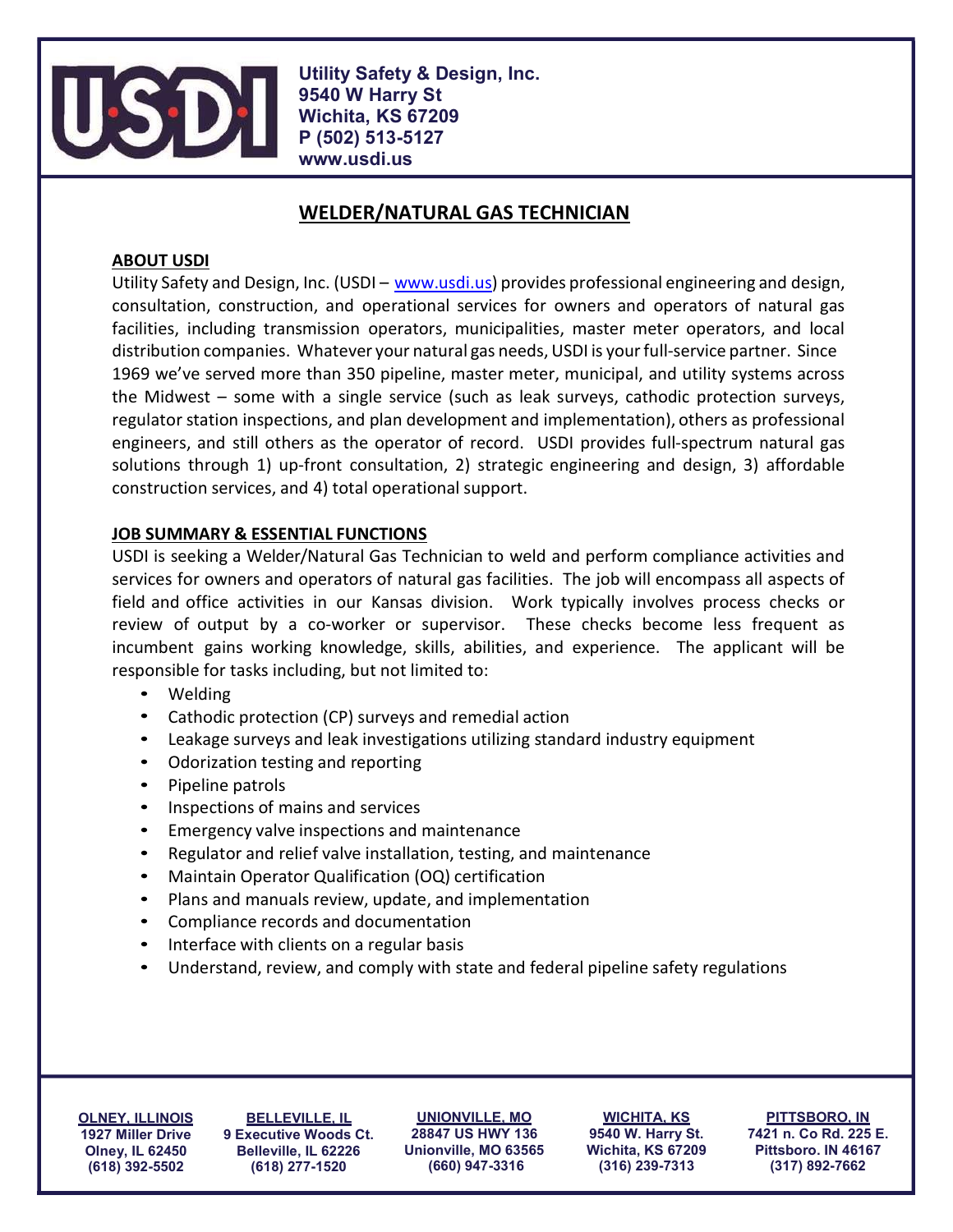**Utility Safety & Design, Inc.**
**9540 W Harry St**
**Wichita, KS 67209**
**P (502) 513-5127**
**www.usdi.us**

# WELDER/NATURAL GAS TECHNICIAN

## ABOUT USDI

Utility Safety and Design, Inc. (USDI – www.usdi.us) provides professional engineering and design, consultation, construction, and operational services for owners and operators of natural gas facilities, including transmission operators, municipalities, master meter operators, and local distribution companies. Whatever your natural gas needs, USDI is your full-service partner. Since 1969 we've served more than 350 pipeline, master meter, municipal, and utility systems across the Midwest – some with a single service (such as leak surveys, cathodic protection surveys, regulator station inspections, and plan development and implementation), others as professional engineers, and still others as the operator of record. USDI provides full-spectrum natural gas solutions through 1) up-front consultation, 2) strategic engineering and design, 3) affordable construction services, and 4) total operational support.

## JOB SUMMARY & ESSENTIAL FUNCTIONS

USDI is seeking a Welder/Natural Gas Technician to weld and perform compliance activities and services for owners and operators of natural gas facilities. The job will encompass all aspects of field and office activities in our Kansas division. Work typically involves process checks or review of output by a co-worker or supervisor. These checks become less frequent as incumbent gains working knowledge, skills, abilities, and experience. The applicant will be responsible for tasks including, but not limited to:

- Welding
- Cathodic protection (CP) surveys and remedial action
- Leakage surveys and leak investigations utilizing standard industry equipment
- Odorization testing and reporting
- Pipeline patrols
- Inspections of mains and services
- Emergency valve inspections and maintenance
- Regulator and relief valve installation, testing, and maintenance
- Maintain Operator Qualification (OQ) certification
- Plans and manuals review, update, and implementation
- Compliance records and documentation
- Interface with clients on a regular basis
- Understand, review, and comply with state and federal pipeline safety regulations

**OLNEY, ILLINOIS**
1927 Miller Drive
Olney, IL 62450
(618) 392-5502

**BELLEVILLE, IL**
9 Executive Woods Ct.
Belleville, IL 62226
(618) 277-1520

**UNIONVILLE, MO**
28847 US HWY 136
Unionville, MO 63565
(660) 947-3316

**WICHITA, KS**
9540 W. Harry St.
Wichita, KS 67209
(316) 239-7313

**PITTSBORO, IN**
7421 n. Co Rd. 225 E.
Pittsboro. IN 46167
(317) 892-7662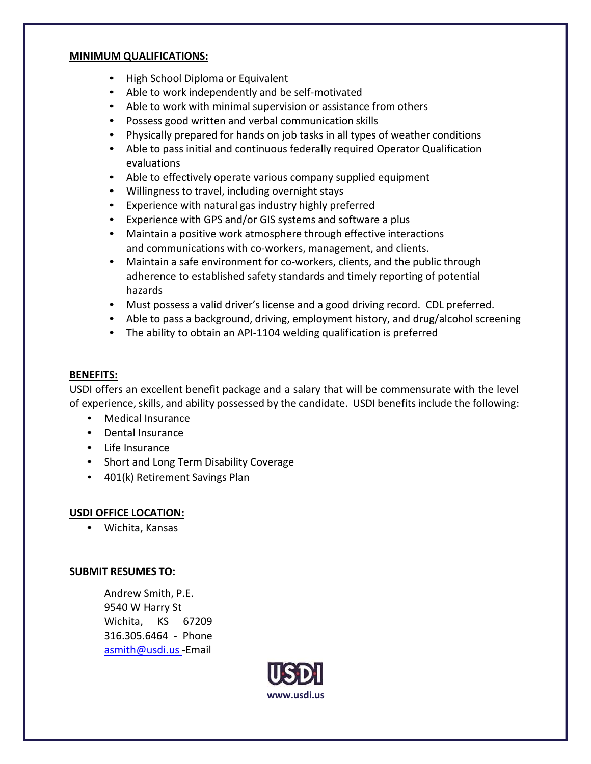**MINIMUM QUALIFICATIONS:**

- High School Diploma or Equivalent
- Able to work independently and be self-motivated
- Able to work with minimal supervision or assistance from others
- Possess good written and verbal communication skills
- Physically prepared for hands on job tasks in all types of weather conditions
- Able to pass initial and continuous federally required Operator Qualification evaluations
- Able to effectively operate various company supplied equipment
- Willingness to travel, including overnight stays
- Experience with natural gas industry highly preferred
- Experience with GPS and/or GIS systems and software a plus
- Maintain a positive work atmosphere through effective interactions and communications with co-workers, management, and clients.
- Maintain a safe environment for co-workers, clients, and the public through adherence to established safety standards and timely reporting of potential hazards
- Must possess a valid driver's license and a good driving record. CDL preferred.
- Able to pass a background, driving, employment history, and drug/alcohol screening
- The ability to obtain an API-1104 welding qualification is preferred

**BENEFITS:**

USDI offers an excellent benefit package and a salary that will be commensurate with the level of experience, skills, and ability possessed by the candidate. USDI benefits include the following:

- Medical Insurance
- Dental Insurance
- Life Insurance
- Short and Long Term Disability Coverage
- 401(k) Retirement Savings Plan

**USDI OFFICE LOCATION:**

- Wichita, Kansas

**SUBMIT RESUMES TO:**

Andrew Smith, P.E.
9540 W Harry St
Wichita, KS 67209
316.305.6464 - Phone
asmith@usdi.us -Email

USDI
www.usdi.us